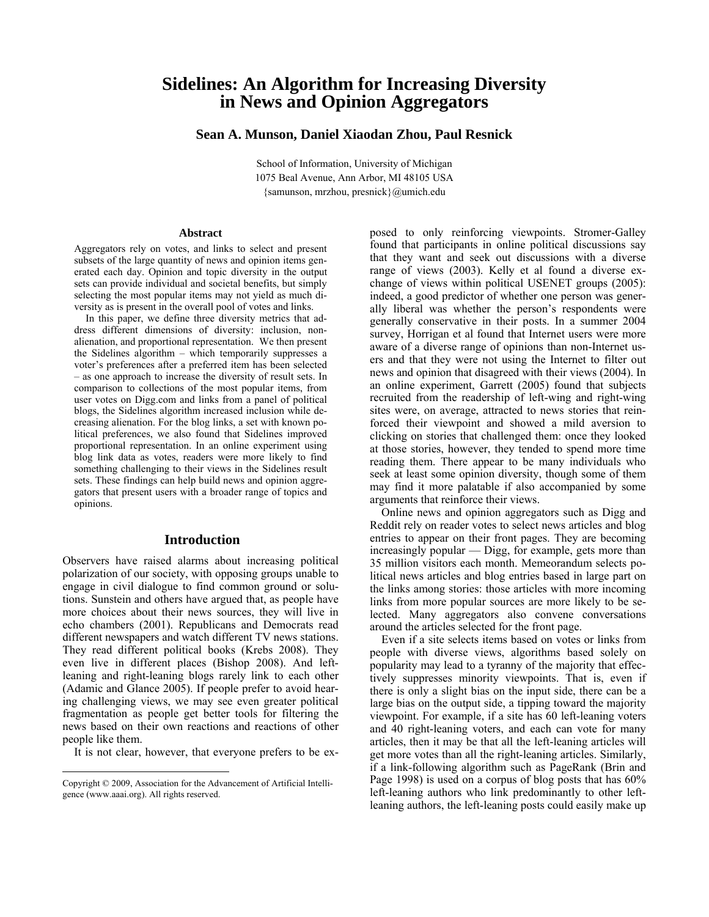# Sidelines: An Algorithm for Increasing Diversity in News and Opinion Aggregators

**Sean A. Munson, Daniel Xiaodan Zhou, Paul Resnick**

School of Information, University of Michigan
1075 Beal Avenue, Ann Arbor, MI 48105 USA
{samunson, mrzhou, presnick}@umich.edu

### Abstract

Aggregators rely on votes, and links to select and present subsets of the large quantity of news and opinion items generated each day. Opinion and topic diversity in the output sets can provide individual and societal benefits, but simply selecting the most popular items may not yield as much diversity as is present in the overall pool of votes and links.

In this paper, we define three diversity metrics that address different dimensions of diversity: inclusion, nonalienation, and proportional representation. We then present the Sidelines algorithm – which temporarily suppresses a voter's preferences after a preferred item has been selected – as one approach to increase the diversity of result sets. In comparison to collections of the most popular items, from user votes on Digg.com and links from a panel of political blogs, the Sidelines algorithm increased inclusion while decreasing alienation. For the blog links, a set with known political preferences, we also found that Sidelines improved proportional representation. In an online experiment using blog link data as votes, readers were more likely to find something challenging to their views in the Sidelines result sets. These findings can help build news and opinion aggregators that present users with a broader range of topics and opinions.

## Introduction

Observers have raised alarms about increasing political polarization of our society, with opposing groups unable to engage in civil dialogue to find common ground or solutions. Sunstein and others have argued that, as people have more choices about their news sources, they will live in echo chambers (2001). Republicans and Democrats read different newspapers and watch different TV news stations. They read different political books (Krebs 2008). They even live in different places (Bishop 2008). And left-leaning and right-leaning blogs rarely link to each other (Adamic and Glance 2005). If people prefer to avoid hearing challenging views, we may see even greater political fragmentation as people get better tools for filtering the news based on their own reactions and reactions of other people like them.

It is not clear, however, that everyone prefers to be exposed to only reinforcing viewpoints. Stromer-Galley found that participants in online political discussions say that they want and seek out discussions with a diverse range of views (2003). Kelly et al found a diverse exchange of views within political USENET groups (2005): indeed, a good predictor of whether one person was generally liberal was whether the person's respondents were generally conservative in their posts. In a summer 2004 survey, Horrigan et al found that Internet users were more aware of a diverse range of opinions than non-Internet users and that they were not using the Internet to filter out news and opinion that disagreed with their views (2004). In an online experiment, Garrett (2005) found that subjects recruited from the readership of left-wing and right-wing sites were, on average, attracted to news stories that reinforced their viewpoint and showed a mild aversion to clicking on stories that challenged them: once they looked at those stories, however, they tended to spend more time reading them. There appear to be many individuals who seek at least some opinion diversity, though some of them may find it more palatable if also accompanied by some arguments that reinforce their views.

Online news and opinion aggregators such as Digg and Reddit rely on reader votes to select news articles and blog entries to appear on their front pages. They are becoming increasingly popular — Digg, for example, gets more than 35 million visitors each month. Memeorandum selects political news articles and blog entries based in large part on the links among stories: those articles with more incoming links from more popular sources are more likely to be selected. Many aggregators also convene conversations around the articles selected for the front page.

Even if a site selects items based on votes or links from people with diverse views, algorithms based solely on popularity may lead to a tyranny of the majority that effectively suppresses minority viewpoints. That is, even if there is only a slight bias on the input side, there can be a large bias on the output side, a tipping toward the majority viewpoint. For example, if a site has 60 left-leaning voters and 40 right-leaning voters, and each can vote for many articles, then it may be that all the left-leaning articles will get more votes than all the right-leaning articles. Similarly, if a link-following algorithm such as PageRank (Brin and Page 1998) is used on a corpus of blog posts that has 60% left-leaning authors who link predominantly to other left-leaning authors, the left-leaning posts could easily make up

Copyright © 2009, Association for the Advancement of Artificial Intelligence (www.aaai.org). All rights reserved.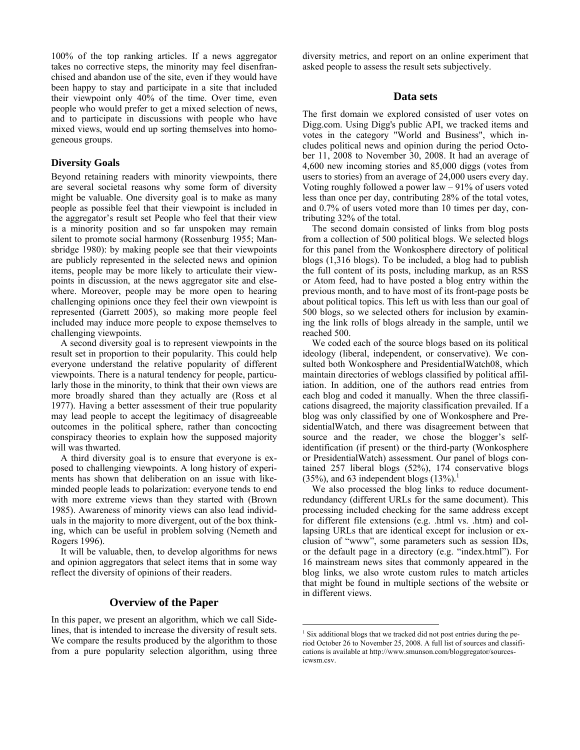100% of the top ranking articles. If a news aggregator takes no corrective steps, the minority may feel disenfranchised and abandon use of the site, even if they would have been happy to stay and participate in a site that included their viewpoint only 40% of the time. Over time, even people who would prefer to get a mixed selection of news, and to participate in discussions with people who have mixed views, would end up sorting themselves into homogeneous groups.

### Diversity Goals

Beyond retaining readers with minority viewpoints, there are several societal reasons why some form of diversity might be valuable. One diversity goal is to make as many people as possible feel that their viewpoint is included in the aggregator's result set People who feel that their view is a minority position and so far unspoken may remain silent to promote social harmony (Rossenburg 1955; Mansbridge 1980): by making people see that their viewpoints are publicly represented in the selected news and opinion items, people may be more likely to articulate their viewpoints in discussion, at the news aggregator site and elsewhere. Moreover, people may be more open to hearing challenging opinions once they feel their own viewpoint is represented (Garrett 2005), so making more people feel included may induce more people to expose themselves to challenging viewpoints.

A second diversity goal is to represent viewpoints in the result set in proportion to their popularity. This could help everyone understand the relative popularity of different viewpoints. There is a natural tendency for people, particularly those in the minority, to think that their own views are more broadly shared than they actually are (Ross et al 1977). Having a better assessment of their true popularity may lead people to accept the legitimacy of disagreeable outcomes in the political sphere, rather than concocting conspiracy theories to explain how the supposed majority will was thwarted.

A third diversity goal is to ensure that everyone is exposed to challenging viewpoints. A long history of experiments has shown that deliberation on an issue with like-minded people leads to polarization: everyone tends to end with more extreme views than they started with (Brown 1985). Awareness of minority views can also lead individuals in the majority to more divergent, out of the box thinking, which can be useful in problem solving (Nemeth and Rogers 1996).

It will be valuable, then, to develop algorithms for news and opinion aggregators that select items that in some way reflect the diversity of opinions of their readers.

## Overview of the Paper

In this paper, we present an algorithm, which we call Sidelines, that is intended to increase the diversity of result sets. We compare the results produced by the algorithm to those from a pure popularity selection algorithm, using three diversity metrics, and report on an online experiment that asked people to assess the result sets subjectively.

## Data sets

The first domain we explored consisted of user votes on Digg.com. Using Digg's public API, we tracked items and votes in the category "World and Business", which includes political news and opinion during the period October 11, 2008 to November 30, 2008. It had an average of 4,600 new incoming stories and 85,000 diggs (votes from users to stories) from an average of 24,000 users every day. Voting roughly followed a power law – 91% of users voted less than once per day, contributing 28% of the total votes, and 0.7% of users voted more than 10 times per day, contributing 32% of the total.

The second domain consisted of links from blog posts from a collection of 500 political blogs. We selected blogs for this panel from the Wonkosphere directory of political blogs (1,316 blogs). To be included, a blog had to publish the full content of its posts, including markup, as an RSS or Atom feed, had to have posted a blog entry within the previous month, and to have most of its front-page posts be about political topics. This left us with less than our goal of 500 blogs, so we selected others for inclusion by examining the link rolls of blogs already in the sample, until we reached 500.

We coded each of the source blogs based on its political ideology (liberal, independent, or conservative). We consulted both Wonkosphere and PresidentialWatch08, which maintain directories of weblogs classified by political affiliation. In addition, one of the authors read entries from each blog and coded it manually. When the three classifications disagreed, the majority classification prevailed. If a blog was only classified by one of Wonkosphere and PresidentialWatch, and there was disagreement between that source and the reader, we chose the blogger's self-identification (if present) or the third-party (Wonkosphere or PresidentialWatch) assessment. Our panel of blogs contained 257 liberal blogs (52%), 174 conservative blogs (35%), and 63 independent blogs (13%).[1]

We also processed the blog links to reduce document-redundancy (different URLs for the same document). This processing included checking for the same address except for different file extensions (e.g. .html vs. .htm) and collapsing URLs that are identical except for inclusion or exclusion of "www", some parameters such as session IDs, or the default page in a directory (e.g. "index.html"). For 16 mainstream news sites that commonly appeared in the blog links, we also wrote custom rules to match articles that might be found in multiple sections of the website or in different views.

---

[1] Six additional blogs that we tracked did not post entries during the period October 26 to November 25, 2008. A full list of sources and classifications is available at http://www.smunson.com/bloggregator/sources-icwsm.csv.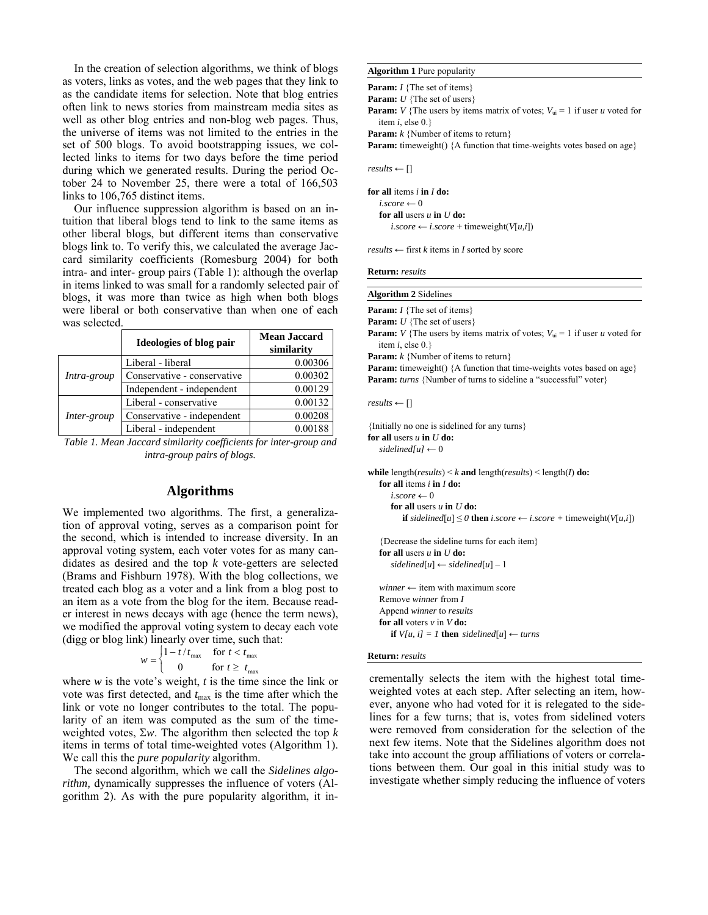In the creation of selection algorithms, we think of blogs as voters, links as votes, and the web pages that they link to as the candidate items for selection. Note that blog entries often link to news stories from mainstream media sites as well as other blog entries and non-blog web pages. Thus, the universe of items was not limited to the entries in the set of 500 blogs. To avoid bootstrapping issues, we collected links to items for two days before the time period during which we generated results. During the period October 24 to November 25, there were a total of 166,503 links to 106,765 distinct items.

Our influence suppression algorithm is based on an intuition that liberal blogs tend to link to the same items as other liberal blogs, but different items than conservative blogs link to. To verify this, we calculated the average Jaccard similarity coefficients (Romesburg 2004) for both intra- and inter- group pairs (Table 1): although the overlap in items linked to was small for a randomly selected pair of blogs, it was more than twice as high when both blogs were liberal or both conservative than when one of each was selected.

| | Ideologies of blog pair | Mean Jaccard similarity |
|---|---|---|
| *Intra-group* | Liberal - liberal | 0.00306 |
| | Conservative - conservative | 0.00302 |
| | Independent - independent | 0.00129 |
| *Inter-group* | Liberal - conservative | 0.00132 |
| | Conservative - independent | 0.00208 |
| | Liberal - independent | 0.00188 |

*Table 1. Mean Jaccard similarity coefficients for inter-group and intra-group pairs of blogs.*

## Algorithms

We implemented two algorithms. The first, a generalization of approval voting, serves as a comparison point for the second, which is intended to increase diversity. In an approval voting system, each voter votes for as many candidates as desired and the top $k$ vote-getters are selected (Brams and Fishburn 1978). With the blog collections, we treated each blog as a voter and a link from a blog post to an item as a vote from the blog for the item. Because reader interest in news decays with age (hence the term news), we modified the approval voting system to decay each vote (digg or blog link) linearly over time, such that:

$$w = \begin{cases} 1 - t/t_{\max} & \text{for } t < t_{\max} \\ 0 & \text{for } t \geq t_{\max} \end{cases}$$

where $w$ is the vote's weight, $t$ is the time since the link or vote was first detected, and $t_{\max}$ is the time after which the link or vote no longer contributes to the total. The popularity of an item was computed as the sum of the time-weighted votes, $\Sigma w$. The algorithm then selected the top $k$ items in terms of total time-weighted votes (Algorithm 1). We call this the *pure popularity* algorithm.

The second algorithm, which we call the *Sidelines algorithm,* dynamically suppresses the influence of voters (Algorithm 2). As with the pure popularity algorithm, it incrementally selects the item with the highest total time-weighted votes at each step. After selecting an item, however, anyone who had voted for it is relegated to the sidelines for a few turns; that is, votes from sidelined voters were removed from consideration for the selection of the next few items. Note that the Sidelines algorithm does not take into account the group affiliations of voters or correlations between them. Our goal in this initial study was to investigate whether simply reducing the influence of voters

**Algorithm 1** Pure popularity

```
Param: I {The set of items}
Param: U {The set of users}
Param: V {The users by items matrix of votes; V_ui = 1 if user u voted for
   item i, else 0.}
Param: k {Number of items to return}
Param: timeweight() {A function that time-weights votes based on age}

results ← []

for all items i in I do:
   i.score ← 0
   for all users u in U do:
      i.score ← i.score + timeweight(V[u,i])

results ← first k items in I sorted by score

Return: results
```

**Algorithm 2** Sidelines

```
Param: I {The set of items}
Param: U {The set of users}
Param: V {The users by items matrix of votes; V_ui = 1 if user u voted for
   item i, else 0.}
Param: k {Number of items to return}
Param: timeweight() {A function that time-weights votes based on age}
Param: turns {Number of turns to sideline a "successful" voter}

results ← []

{Initially no one is sidelined for any turns}
for all users u in U do:
   sidelined[u] ← 0

while length(results) < k and length(results) < length(I) do:
   for all items i in I do:
      i.score ← 0
      for all users u in U do:
         if sidelined[u] ≤ 0 then i.score ← i.score + timeweight(V[u,i])

   {Decrease the sideline turns for each item}
   for all users u in U do:
      sidelined[u] ← sidelined[u] – 1

   winner ← item with maximum score
   Remove winner from I
   Append winner to results
   for all voters v in V do:
      if V[u, i] = 1 then sidelined[u] ← turns

Return: results
```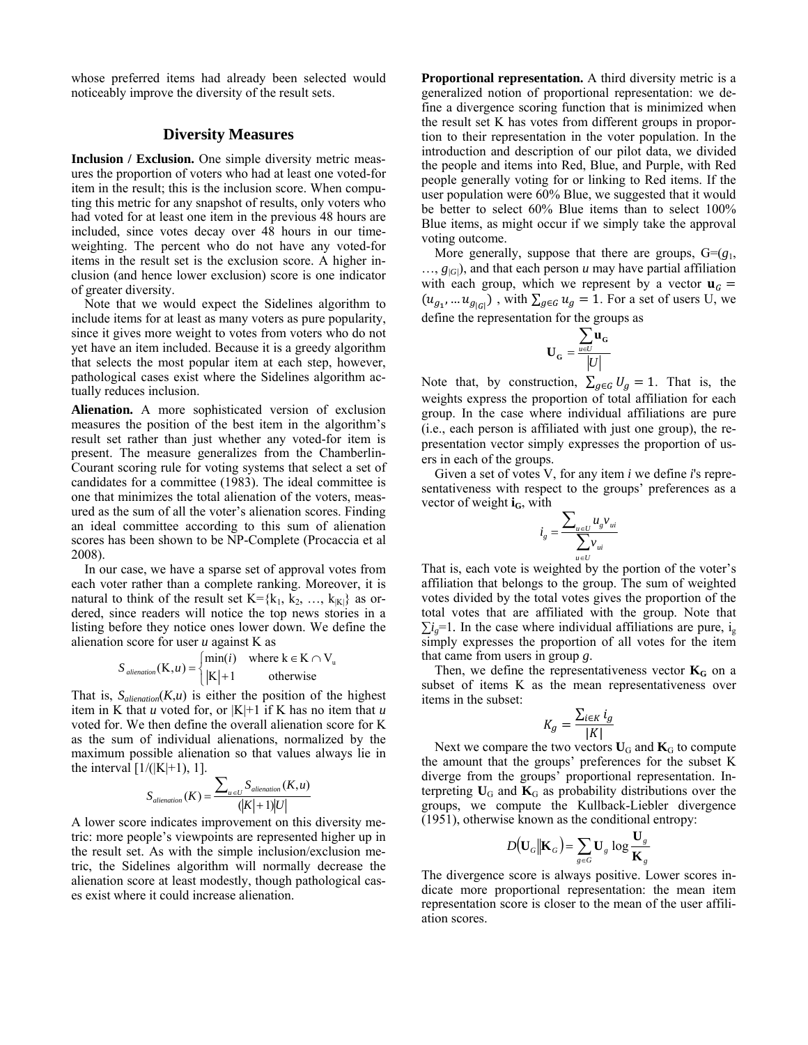whose preferred items had already been selected would noticeably improve the diversity of the result sets.

## Diversity Measures

**Inclusion / Exclusion.** One simple diversity metric measures the proportion of voters who had at least one voted-for item in the result; this is the inclusion score. When computing this metric for any snapshot of results, only voters who had voted for at least one item in the previous 48 hours are included, since votes decay over 48 hours in our time-weighting. The percent who do not have any voted-for items in the result set is the exclusion score. A higher inclusion (and hence lower exclusion) score is one indicator of greater diversity.

Note that we would expect the Sidelines algorithm to include items for at least as many voters as pure popularity, since it gives more weight to votes from voters who do not yet have an item included. Because it is a greedy algorithm that selects the most popular item at each step, however, pathological cases exist where the Sidelines algorithm actually reduces inclusion.

**Alienation.** A more sophisticated version of exclusion measures the position of the best item in the algorithm's result set rather than just whether any voted-for item is present. The measure generalizes from the Chamberlin-Courant scoring rule for voting systems that select a set of candidates for a committee (1983). The ideal committee is one that minimizes the total alienation of the voters, measured as the sum of all the voter's alienation scores. Finding an ideal committee according to this sum of alienation scores has been shown to be NP-Complete (Procaccia et al 2008).

In our case, we have a sparse set of approval votes from each voter rather than a complete ranking. Moreover, it is natural to think of the result set $K=\{k_1, k_2, \ldots, k_{|K|}\}$ as ordered, since readers will notice the top news stories in a listing before they notice ones lower down. We define the alienation score for user $u$ against K as

$$S_{alienation}(\mathrm{K},u) = \begin{cases} \min(i) & \text{where } \mathrm{k} \in \mathrm{K} \cap \mathrm{V}_u \\ |\mathrm{K}|+1 & \text{otherwise} \end{cases}$$

That is, $S_{alienation}(K,u)$ is either the position of the highest item in K that $u$ voted for, or $|K|+1$ if K has no item that $u$ voted for. We then define the overall alienation score for K as the sum of individual alienations, normalized by the maximum possible alienation so that values always lie in the interval $[1/(|K|+1), 1]$.

$$S_{alienation}(K) = \frac{\sum_{u \in U} S_{alienation}(K,u)}{(|K|+1)|U|}$$

A lower score indicates improvement on this diversity metric: more people's viewpoints are represented higher up in the result set. As with the simple inclusion/exclusion metric, the Sidelines algorithm will normally decrease the alienation score at least modestly, though pathological cases exist where it could increase alienation.

**Proportional representation.** A third diversity metric is a generalized notion of proportional representation: we define a divergence scoring function that is minimized when the result set K has votes from different groups in proportion to their representation in the voter population. In the introduction and description of our pilot data, we divided the people and items into Red, Blue, and Purple, with Red people generally voting for or linking to Red items. If the user population were 60% Blue, we suggested that it would be better to select 60% Blue items than to select 100% Blue items, as might occur if we simply take the approval voting outcome.

More generally, suppose that there are groups, $G=(g_1, \ldots, g_{|G|})$, and that each person $u$ may have partial affiliation with each group, which we represent by a vector $\mathbf{u}_G = (u_{g_1}, \ldots u_{g_{|G|}})$, with $\sum_{g \in G} u_g = 1$. For a set of users U, we define the representation for the groups as

$$\mathbf{U}_{\mathbf{G}} = \frac{\sum_{u \in U} \mathbf{u}_{\mathbf{G}}}{|U|}$$

Note that, by construction, $\sum_{g \in G} U_g = 1$. That is, the weights express the proportion of total affiliation for each group. In the case where individual affiliations are pure (i.e., each person is affiliated with just one group), the representation vector simply expresses the proportion of users in each of the groups.

Given a set of votes V, for any item $i$ we define $i$'s representativeness with respect to the groups' preferences as a vector of weight $\mathbf{i}_\mathbf{G}$, with

$$i_g = \frac{\sum_{u \in U} u_g v_{ui}}{\sum_{u \in U} v_{ui}}$$

That is, each vote is weighted by the portion of the voter's affiliation that belongs to the group. The sum of weighted votes divided by the total votes gives the proportion of the total votes that are affiliated with the group. Note that $\sum i_g=1$. In the case where individual affiliations are pure, $i_g$ simply expresses the proportion of all votes for the item that came from users in group $g$.

Then, we define the representativeness vector $\mathbf{K}_\mathbf{G}$ on a subset of items K as the mean representativeness over items in the subset:

$$K_g = \frac{\sum_{i \in K} i_g}{|K|}$$

Next we compare the two vectors $\mathbf{U}_G$ and $\mathbf{K}_G$ to compute the amount that the groups' preferences for the subset K diverge from the groups' proportional representation. Interpreting $\mathbf{U}_G$ and $\mathbf{K}_G$ as probability distributions over the groups, we compute the Kullback-Liebler divergence (1951), otherwise known as the conditional entropy:

$$D(\mathbf{U}_G \| \mathbf{K}_G) = \sum_{g \in G} \mathbf{U}_g \log \frac{\mathbf{U}_g}{\mathbf{K}_g}$$

The divergence score is always positive. Lower scores indicate more proportional representation: the mean item representation score is closer to the mean of the user affiliation scores.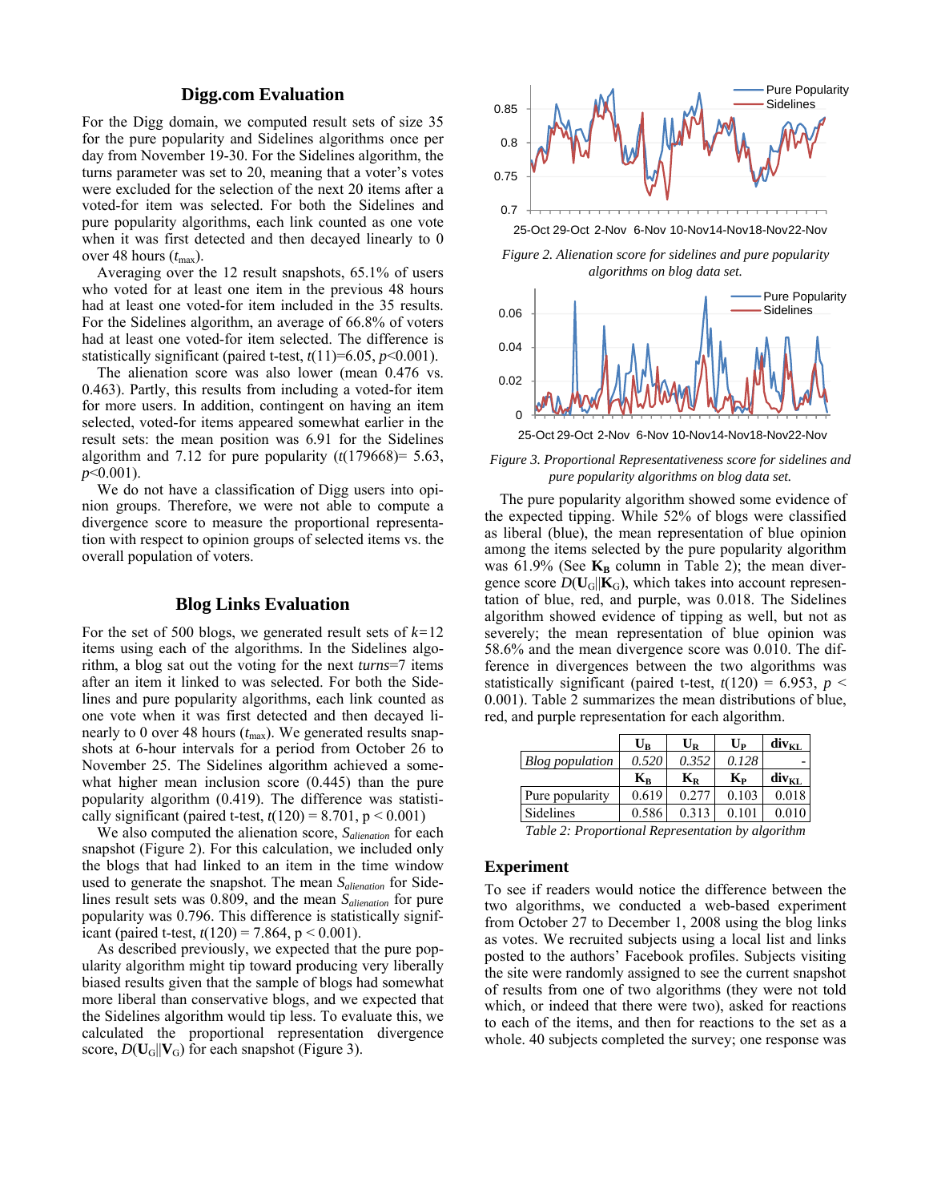## Digg.com Evaluation

For the Digg domain, we computed result sets of size 35 for the pure popularity and Sidelines algorithms once per day from November 19-30. For the Sidelines algorithm, the turns parameter was set to 20, meaning that a voter's votes were excluded for the selection of the next 20 items after a voted-for item was selected. For both the Sidelines and pure popularity algorithms, each link counted as one vote when it was first detected and then decayed linearly to 0 over 48 hours ($t_{max}$).

Averaging over the 12 result snapshots, 65.1% of users who voted for at least one item in the previous 48 hours had at least one voted-for item included in the 35 results. For the Sidelines algorithm, an average of 66.8% of voters had at least one voted-for item selected. The difference is statistically significant (paired t-test, $t(11)=6.05$, $p<0.001$).

The alienation score was also lower (mean 0.476 vs. 0.463). Partly, this results from including a voted-for item for more users. In addition, contingent on having an item selected, voted-for items appeared somewhat earlier in the result sets: the mean position was 6.91 for the Sidelines algorithm and 7.12 for pure popularity ($t(179668)= 5.63$, $p<0.001$).

We do not have a classification of Digg users into opinion groups. Therefore, we were not able to compute a divergence score to measure the proportional representation with respect to opinion groups of selected items vs. the overall population of voters.

## Blog Links Evaluation

For the set of 500 blogs, we generated result sets of $k=12$ items using each of the algorithms. In the Sidelines algorithm, a blog sat out the voting for the next *turns*=7 items after an item it linked to was selected. For both the Sidelines and pure popularity algorithms, each link counted as one vote when it was first detected and then decayed linearly to 0 over 48 hours ($t_{max}$). We generated results snapshots at 6-hour intervals for a period from October 26 to November 25. The Sidelines algorithm achieved a somewhat higher mean inclusion score (0.445) than the pure popularity algorithm (0.419). The difference was statistically significant (paired t-test, $t(120) = 8.701$, $p < 0.001$)

We also computed the alienation score, $S_{alienation}$ for each snapshot (Figure 2). For this calculation, we included only the blogs that had linked to an item in the time window used to generate the snapshot. The mean $S_{alienation}$ for Sidelines result sets was 0.809, and the mean $S_{alienation}$ for pure popularity was 0.796. This difference is statistically significant (paired t-test, $t(120) = 7.864$, $p < 0.001$).

As described previously, we expected that the pure popularity algorithm might tip toward producing very liberally biased results given that the sample of blogs had somewhat more liberal than conservative blogs, and we expected that the Sidelines algorithm would tip less. To evaluate this, we calculated the proportional representation divergence score, $D(\mathbf{U}_G||\mathbf{V}_G)$ for each snapshot (Figure 3).

*Figure 2. Alienation score for sidelines and pure popularity algorithms on blog data set.*

*Figure 3. Proportional Representativeness score for sidelines and pure popularity algorithms on blog data set.*

The pure popularity algorithm showed some evidence of the expected tipping. While 52% of blogs were classified as liberal (blue), the mean representation of blue opinion among the items selected by the pure popularity algorithm was 61.9% (See $\mathbf{K_B}$ column in Table 2); the mean divergence score $D(\mathbf{U}_G||\mathbf{K}_G)$, which takes into account representation of blue, red, and purple, was 0.018. The Sidelines algorithm showed evidence of tipping as well, but not as severely; the mean representation of blue opinion was 58.6% and the mean divergence score was 0.010. The difference in divergences between the two algorithms was statistically significant (paired t-test, $t(120) = 6.953$, $p < 0.001$). Table 2 summarizes the mean distributions of blue, red, and purple representation for each algorithm.

| | $\mathbf{U_B}$ | $\mathbf{U_R}$ | $\mathbf{U_P}$ | $\mathbf{div_{KL}}$ |
|---|---|---|---|---|
| *Blog population* | *0.520* | *0.352* | *0.128* | - |
| | $\mathbf{K_B}$ | $\mathbf{K_R}$ | $\mathbf{K_P}$ | $\mathbf{div_{KL}}$ |
| Pure popularity | 0.619 | 0.277 | 0.103 | 0.018 |
| Sidelines | 0.586 | 0.313 | 0.101 | 0.010 |

*Table 2: Proportional Representation by algorithm*

### Experiment

To see if readers would notice the difference between the two algorithms, we conducted a web-based experiment from October 27 to December 1, 2008 using the blog links as votes. We recruited subjects using a local list and links posted to the authors' Facebook profiles. Subjects visiting the site were randomly assigned to see the current snapshot of results from one of two algorithms (they were not told which, or indeed that there were two), asked for reactions to each of the items, and then for reactions to the set as a whole. 40 subjects completed the survey; one response was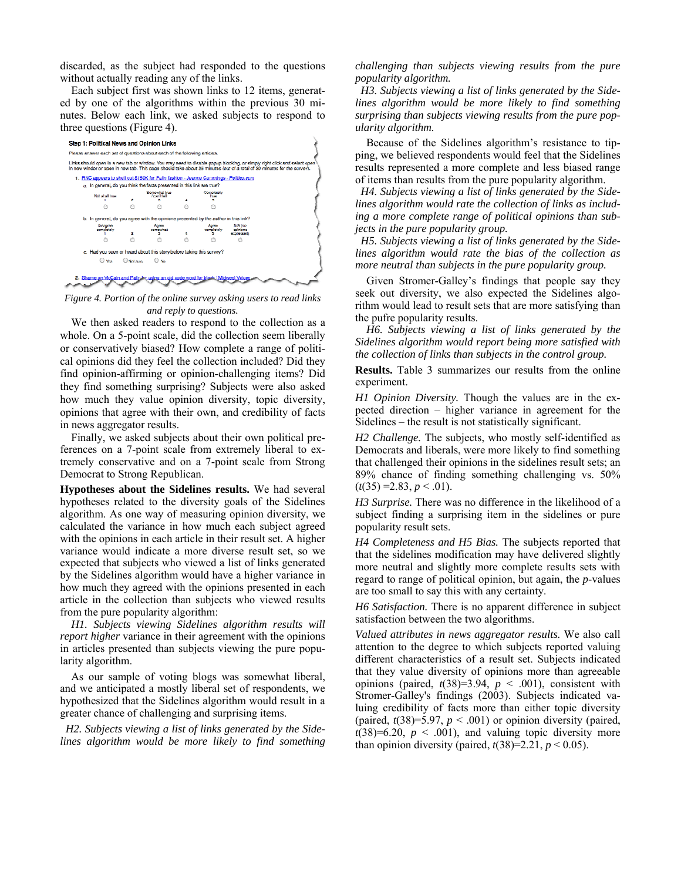discarded, as the subject had responded to the questions without actually reading any of the links.

Each subject first was shown links to 12 items, generated by one of the algorithms within the previous 30 minutes. Below each link, we asked subjects to respond to three questions (Figure 4).

*Figure 4. Portion of the online survey asking users to read links and reply to questions.*

We then asked readers to respond to the collection as a whole. On a 5-point scale, did the collection seem liberally or conservatively biased? How complete a range of political opinions did they feel the collection included? Did they find opinion-affirming or opinion-challenging items? Did they find something surprising? Subjects were also asked how much they value opinion diversity, topic diversity, opinions that agree with their own, and credibility of facts in news aggregator results.

Finally, we asked subjects about their own political preferences on a 7-point scale from extremely liberal to extremely conservative and on a 7-point scale from Strong Democrat to Strong Republican.

**Hypotheses about the Sidelines results.** We had several hypotheses related to the diversity goals of the Sidelines algorithm. As one way of measuring opinion diversity, we calculated the variance in how much each subject agreed with the opinions in each article in their result set. A higher variance would indicate a more diverse result set, so we expected that subjects who viewed a list of links generated by the Sidelines algorithm would have a higher variance in how much they agreed with the opinions presented in each article in the collection than subjects who viewed results from the pure popularity algorithm:

*H1. Subjects viewing Sidelines algorithm results will report higher variance in their agreement with the opinions in articles presented than subjects viewing the pure popularity algorithm.*

As our sample of voting blogs was somewhat liberal, and we anticipated a mostly liberal set of respondents, we hypothesized that the Sidelines algorithm would result in a greater chance of challenging and surprising items.

*H2. Subjects viewing a list of links generated by the Sidelines algorithm would be more likely to find something challenging than subjects viewing results from the pure popularity algorithm.*

*H3. Subjects viewing a list of links generated by the Sidelines algorithm would be more likely to find something surprising than subjects viewing results from the pure popularity algorithm.*

Because of the Sidelines algorithm's resistance to tipping, we believed respondents would feel that the Sidelines results represented a more complete and less biased range of items than results from the pure popularity algorithm.

*H4. Subjects viewing a list of links generated by the Sidelines algorithm would rate the collection of links as including a more complete range of political opinions than subjects in the pure popularity group.*

*H5. Subjects viewing a list of links generated by the Sidelines algorithm would rate the bias of the collection as more neutral than subjects in the pure popularity group.*

Given Stromer-Galley's findings that people say they seek out diversity, we also expected the Sidelines algorithm would lead to result sets that are more satisfying than the pufre popularity results.

*H6. Subjects viewing a list of links generated by the Sidelines algorithm would report being more satisfied with the collection of links than subjects in the control group.*

**Results.** Table 3 summarizes our results from the online experiment.

*H1 Opinion Diversity.* Though the values are in the expected direction – higher variance in agreement for the Sidelines – the result is not statistically significant.

*H2 Challenge.* The subjects, who mostly self-identified as Democrats and liberals, were more likely to find something that challenged their opinions in the sidelines result set; an 89% chance of finding something challenging vs. 50% ($t(35)=2.83$, $p < .01$).

*H3 Surprise.* There was no difference in the likelihood of a subject finding a surprising item in the sidelines or pure popularity result sets.

*H4 Completeness and H5 Bias.* The subjects reported that that the sidelines modification may have delivered slightly more neutral and slightly more complete results sets with regard to range of political opinion, but again, the *p*-values are too small to say this with any certainty.

*H6 Satisfaction.* There is no apparent difference in subject satisfaction between the two algorithms.

*Valued attributes in news aggregator results.* We also call attention to the degree to which subjects reported valuing different characteristics of a result set. Subjects indicated that they value diversity of opinions more than agreeable opinions (paired, $t(38)=3.94$, $p < .001$), consistent with Stromer-Galley's findings (2003). Subjects indicated valuing credibility of facts more than either topic diversity (paired, $t(38)=5.97$, $p < .001$) or opinion diversity (paired, $t(38)=6.20$, $p < .001$), and valuing topic diversity more than opinion diversity (paired, $t(38)=2.21$, $p < 0.05$).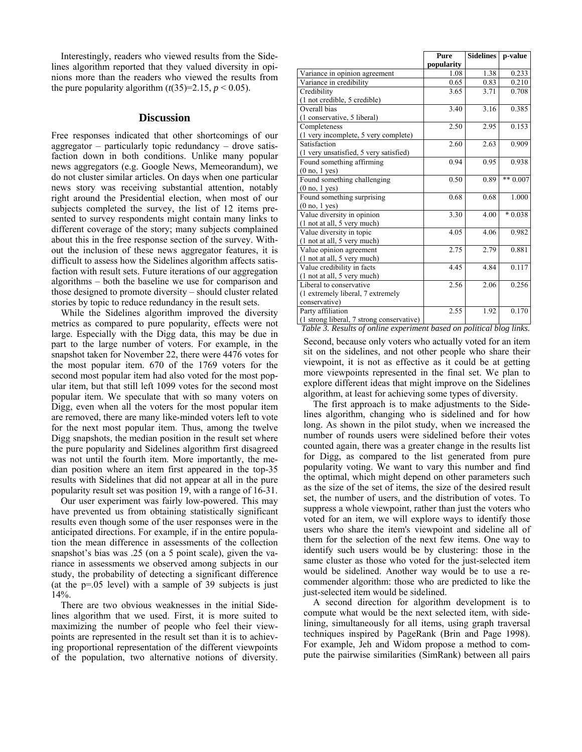Interestingly, readers who viewed results from the Sidelines algorithm reported that they valued diversity in opinions more than the readers who viewed the results from the pure popularity algorithm ($t(35)=2.15$, $p < 0.05$).

## Discussion

Free responses indicated that other shortcomings of our aggregator – particularly topic redundancy – drove satisfaction down in both conditions. Unlike many popular news aggregators (e.g. Google News, Memeorandum), we do not cluster similar articles. On days when one particular news story was receiving substantial attention, notably right around the Presidential election, when most of our subjects completed the survey, the list of 12 items presented to survey respondents might contain many links to different coverage of the story; many subjects complained about this in the free response section of the survey. Without the inclusion of these news aggregator features, it is difficult to assess how the Sidelines algorithm affects satisfaction with result sets. Future iterations of our aggregation algorithms – both the baseline we use for comparison and those designed to promote diversity – should cluster related stories by topic to reduce redundancy in the result sets.

While the Sidelines algorithm improved the diversity metrics as compared to pure popularity, effects were not large. Especially with the Digg data, this may be due in part to the large number of voters. For example, in the snapshot taken for November 22, there were 4476 votes for the most popular item. 670 of the 1769 voters for the second most popular item had also voted for the most popular item, but that still left 1099 votes for the second most popular item. We speculate that with so many voters on Digg, even when all the voters for the most popular item are removed, there are many like-minded voters left to vote for the next most popular item. Thus, among the twelve Digg snapshots, the median position in the result set where the pure popularity and Sidelines algorithm first disagreed was not until the fourth item. More importantly, the median position where an item first appeared in the top-35 results with Sidelines that did not appear at all in the pure popularity result set was position 19, with a range of 16-31.

Our user experiment was fairly low-powered. This may have prevented us from obtaining statistically significant results even though some of the user responses were in the anticipated directions. For example, if in the entire population the mean difference in assessments of the collection snapshot's bias was .25 (on a 5 point scale), given the variance in assessments we observed among subjects in our study, the probability of detecting a significant difference (at the p=.05 level) with a sample of 39 subjects is just 14%.

There are two obvious weaknesses in the initial Sidelines algorithm that we used. First, it is more suited to maximizing the number of people who feel their viewpoints are represented in the result set than it is to achieving proportional representation of the different viewpoints of the population, two alternative notions of diversity.

| | Pure popularity | Sidelines | p-value |
|---|---|---|---|
| Variance in opinion agreement | 1.08 | 1.38 | 0.233 |
| Variance in credibility | 0.65 | 0.83 | 0.210 |
| Credibility (1 not credible, 5 credible) | 3.65 | 3.71 | 0.708 |
| Overall bias (1 conservative, 5 liberal) | 3.40 | 3.16 | 0.385 |
| Completeness (1 very incomplete, 5 very complete) | 2.50 | 2.95 | 0.153 |
| Satisfaction (1 very unsatisfied, 5 very satisfied) | 2.60 | 2.63 | 0.909 |
| Found something affirming (0 no, 1 yes) | 0.94 | 0.95 | 0.938 |
| Found something challenging (0 no, 1 yes) | 0.50 | 0.89 | ** 0.007 |
| Found something surprising (0 no, 1 yes) | 0.68 | 0.68 | 1.000 |
| Value diversity in opinion (1 not at all, 5 very much) | 3.30 | 4.00 | * 0.038 |
| Value diversity in topic (1 not at all, 5 very much) | 4.05 | 4.06 | 0.982 |
| Value opinion agreement (1 not at all, 5 very much) | 2.75 | 2.79 | 0.881 |
| Value credibility in facts (1 not at all, 5 very much) | 4.45 | 4.84 | 0.117 |
| Liberal to conservative (1 extremely liberal, 7 extremely conservative) | 2.56 | 2.06 | 0.256 |
| Party affiliation (1 strong liberal, 7 strong conservative) | 2.55 | 1.92 | 0.170 |

*Table 3. Results of online experiment based on political blog links.*

Second, because only voters who actually voted for an item sit on the sidelines, and not other people who share their viewpoint, it is not as effective as it could be at getting more viewpoints represented in the final set. We plan to explore different ideas that might improve on the Sidelines algorithm, at least for achieving some types of diversity.

The first approach is to make adjustments to the Sidelines algorithm, changing who is sidelined and for how long. As shown in the pilot study, when we increased the number of rounds users were sidelined before their votes counted again, there was a greater change in the results list for Digg, as compared to the list generated from pure popularity voting. We want to vary this number and find the optimal, which might depend on other parameters such as the size of the set of items, the size of the desired result set, the number of users, and the distribution of votes. To suppress a whole viewpoint, rather than just the voters who voted for an item, we will explore ways to identify those users who share the item's viewpoint and sideline all of them for the selection of the next few items. One way to identify such users would be by clustering: those in the same cluster as those who voted for the just-selected item would be sidelined. Another way would be to use a recommender algorithm: those who are predicted to like the just-selected item would be sidelined.

A second direction for algorithm development is to compute what would be the next selected item, with sidelining, simultaneously for all items, using graph traversal techniques inspired by PageRank (Brin and Page 1998). For example, Jeh and Widom propose a method to compute the pairwise similarities (SimRank) between all pairs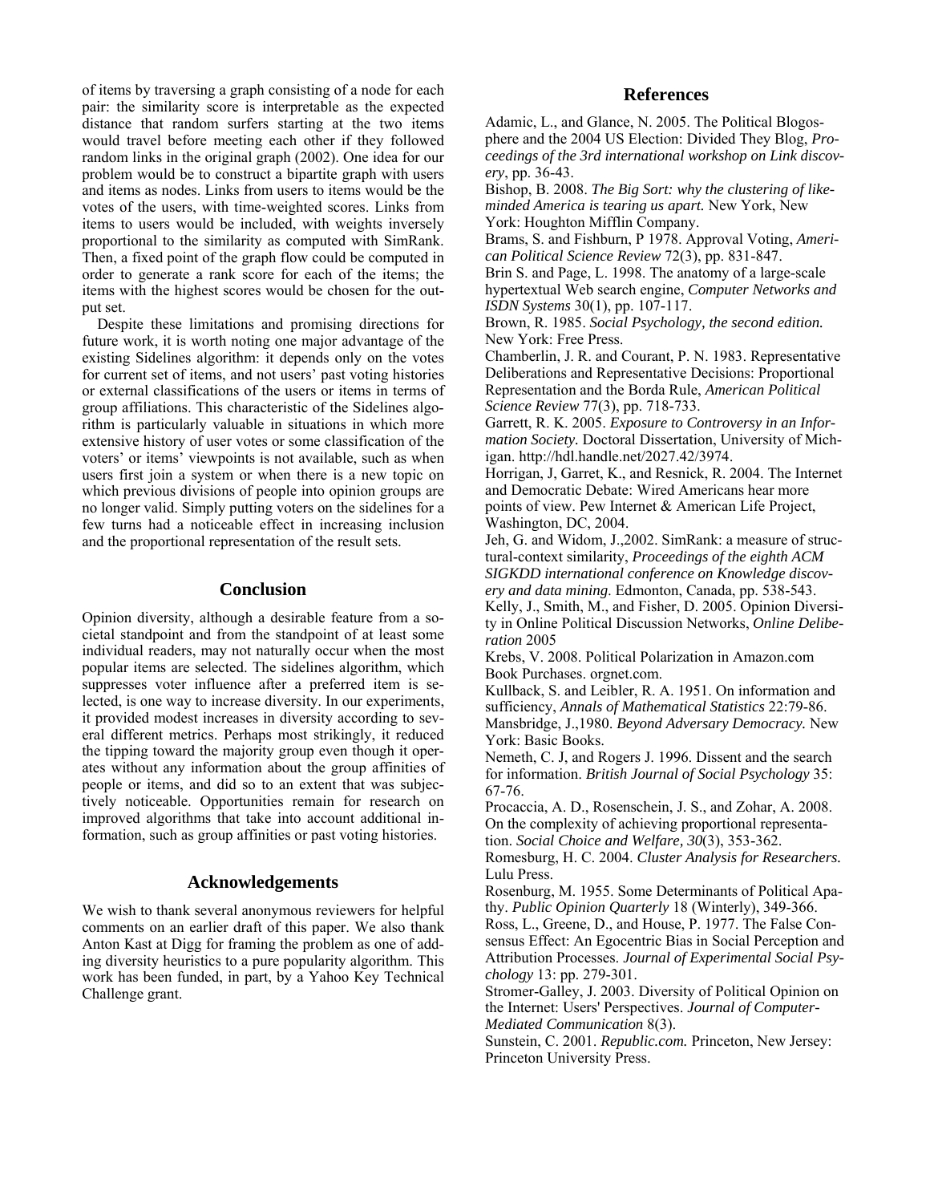of items by traversing a graph consisting of a node for each pair: the similarity score is interpretable as the expected distance that random surfers starting at the two items would travel before meeting each other if they followed random links in the original graph (2002). One idea for our problem would be to construct a bipartite graph with users and items as nodes. Links from users to items would be the votes of the users, with time-weighted scores. Links from items to users would be included, with weights inversely proportional to the similarity as computed with SimRank. Then, a fixed point of the graph flow could be computed in order to generate a rank score for each of the items; the items with the highest scores would be chosen for the output set.

Despite these limitations and promising directions for future work, it is worth noting one major advantage of the existing Sidelines algorithm: it depends only on the votes for current set of items, and not users' past voting histories or external classifications of the users or items in terms of group affiliations. This characteristic of the Sidelines algorithm is particularly valuable in situations in which more extensive history of user votes or some classification of the voters' or items' viewpoints is not available, such as when users first join a system or when there is a new topic on which previous divisions of people into opinion groups are no longer valid. Simply putting voters on the sidelines for a few turns had a noticeable effect in increasing inclusion and the proportional representation of the result sets.

## Conclusion

Opinion diversity, although a desirable feature from a societal standpoint and from the standpoint of at least some individual readers, may not naturally occur when the most popular items are selected. The sidelines algorithm, which suppresses voter influence after a preferred item is selected, is one way to increase diversity. In our experiments, it provided modest increases in diversity according to several different metrics. Perhaps most strikingly, it reduced the tipping toward the majority group even though it operates without any information about the group affinities of people or items, and did so to an extent that was subjectively noticeable. Opportunities remain for research on improved algorithms that take into account additional information, such as group affinities or past voting histories.

## Acknowledgements

We wish to thank several anonymous reviewers for helpful comments on an earlier draft of this paper. We also thank Anton Kast at Digg for framing the problem as one of adding diversity heuristics to a pure popularity algorithm. This work has been funded, in part, by a Yahoo Key Technical Challenge grant.

## References

Adamic, L., and Glance, N. 2005. The Political Blogosphere and the 2004 US Election: Divided They Blog, *Proceedings of the 3rd international workshop on Link discovery*, pp. 36-43.

Bishop, B. 2008. *The Big Sort: why the clustering of like-minded America is tearing us apart.* New York, New York: Houghton Mifflin Company.

Brams, S. and Fishburn, P 1978. Approval Voting, *American Political Science Review* 72(3), pp. 831-847.

Brin S. and Page, L. 1998. The anatomy of a large-scale hypertextual Web search engine, *Computer Networks and ISDN Systems* 30(1), pp. 107-117.

Brown, R. 1985. *Social Psychology, the second edition.* New York: Free Press.

Chamberlin, J. R. and Courant, P. N. 1983. Representative Deliberations and Representative Decisions: Proportional Representation and the Borda Rule, *American Political Science Review* 77(3), pp. 718-733.

Garrett, R. K. 2005. *Exposure to Controversy in an Information Society.* Doctoral Dissertation, University of Michigan. http://hdl.handle.net/2027.42/3974.

Horrigan, J, Garret, K., and Resnick, R. 2004. The Internet and Democratic Debate: Wired Americans hear more points of view. Pew Internet & American Life Project, Washington, DC, 2004.

Jeh, G. and Widom, J.,2002. SimRank: a measure of structural-context similarity, *Proceedings of the eighth ACM SIGKDD international conference on Knowledge discovery and data mining*. Edmonton, Canada, pp. 538-543.

Kelly, J., Smith, M., and Fisher, D. 2005. Opinion Diversity in Online Political Discussion Networks, *Online Deliberation* 2005

Krebs, V. 2008. Political Polarization in Amazon.com Book Purchases. orgnet.com.

Kullback, S. and Leibler, R. A. 1951. On information and sufficiency, *Annals of Mathematical Statistics* 22:79-86.

Mansbridge, J.,1980. *Beyond Adversary Democracy.* New York: Basic Books.

Nemeth, C. J, and Rogers J. 1996. Dissent and the search for information. *British Journal of Social Psychology* 35: 67-76.

Procaccia, A. D., Rosenschein, J. S., and Zohar, A. 2008. On the complexity of achieving proportional representation. *Social Choice and Welfare, 30*(3), 353-362.

Romesburg, H. C. 2004. *Cluster Analysis for Researchers.* Lulu Press.

Rosenburg, M. 1955. Some Determinants of Political Apathy. *Public Opinion Quarterly* 18 (Winterly), 349-366.

Ross, L., Greene, D., and House, P. 1977. The False Consensus Effect: An Egocentric Bias in Social Perception and Attribution Processes. *Journal of Experimental Social Psychology* 13: pp. 279-301.

Stromer-Galley, J. 2003. Diversity of Political Opinion on the Internet: Users' Perspectives. *Journal of Computer-Mediated Communication* 8(3).

Sunstein, C. 2001. *Republic.com.* Princeton, New Jersey: Princeton University Press.